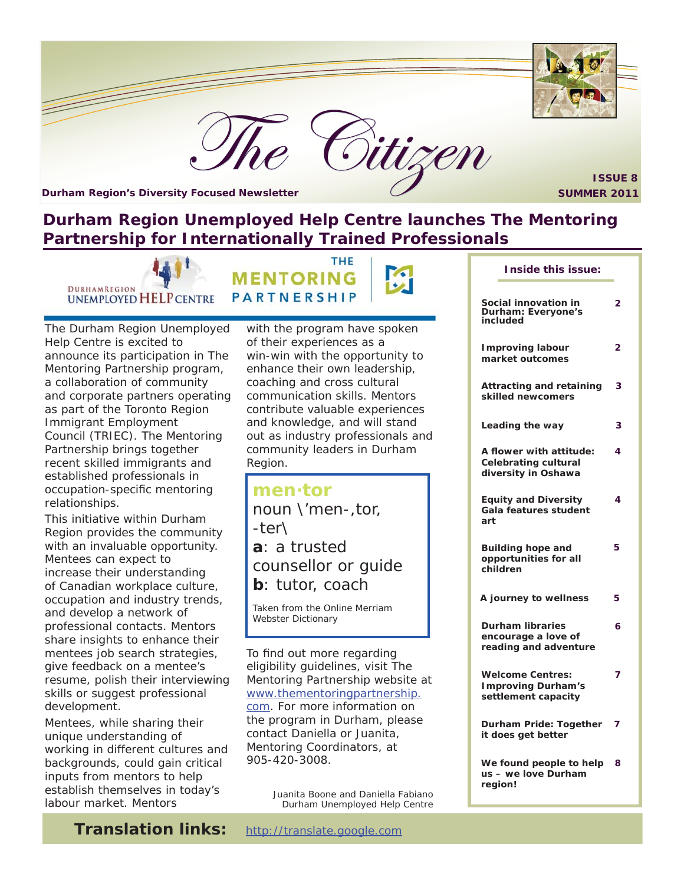# The Citizen

**Durham Region's Diversity Focused Newsletter**

**ISSUE 8**
**SUMMER 2011**

## Durham Region Unemployed Help Centre launches The Mentoring Partnership for Internationally Trained Professionals

The Durham Region Unemployed Help Centre is excited to announce its participation in The Mentoring Partnership program, a collaboration of community and corporate partners operating as part of the Toronto Region Immigrant Employment Council (TRIEC). The Mentoring Partnership brings together recent skilled immigrants and established professionals in occupation-specific mentoring relationships.

This initiative within Durham Region provides the community with an invaluable opportunity. Mentees can expect to increase their understanding of Canadian workplace culture, occupation and industry trends, and develop a network of professional contacts. Mentors share insights to enhance their mentees job search strategies, give feedback on a mentee's resume, polish their interviewing skills or suggest professional development.

Mentees, while sharing their unique understanding of working in different cultures and backgrounds, could gain critical inputs from mentors to help establish themselves in today's labour market. Mentors with the program have spoken of their experiences as a win-win with the opportunity to enhance their own leadership, coaching and cross cultural communication skills. Mentors contribute valuable experiences and knowledge, and will stand out as industry professionals and community leaders in Durham Region.

> **men·tor**
> noun \'men-,tor, -ter\
> **a**: a trusted counsellor or guide
> **b**: tutor, coach
>
> Taken from the Online Merriam Webster Dictionary

To find out more regarding eligibility guidelines, visit The Mentoring Partnership website at www.thementoringpartnership.com. For more information on the program in Durham, please contact Daniella or Juanita, Mentoring Coordinators, at 905-420-3008.

*Juanita Boone and Daniella Fabiano*
*Durham Unemployed Help Centre*

**Inside this issue:**

| | |
|---|---|
| Social innovation in Durham: Everyone's included | 2 |
| Improving labour market outcomes | 2 |
| Attracting and retaining skilled newcomers | 3 |
| Leading the way | 3 |
| A flower with attitude: Celebrating cultural diversity in Oshawa | 4 |
| Equity and Diversity Gala features student art | 4 |
| Building hope and opportunities for all children | 5 |
| A journey to wellness | 5 |
| Durham libraries encourage a love of reading and adventure | 6 |
| Welcome Centres: Improving Durham's settlement capacity | 7 |
| Durham Pride: Together it does get better | 7 |
| We found people to help us – we love Durham region! | 8 |

**Translation links:** http://translate.google.com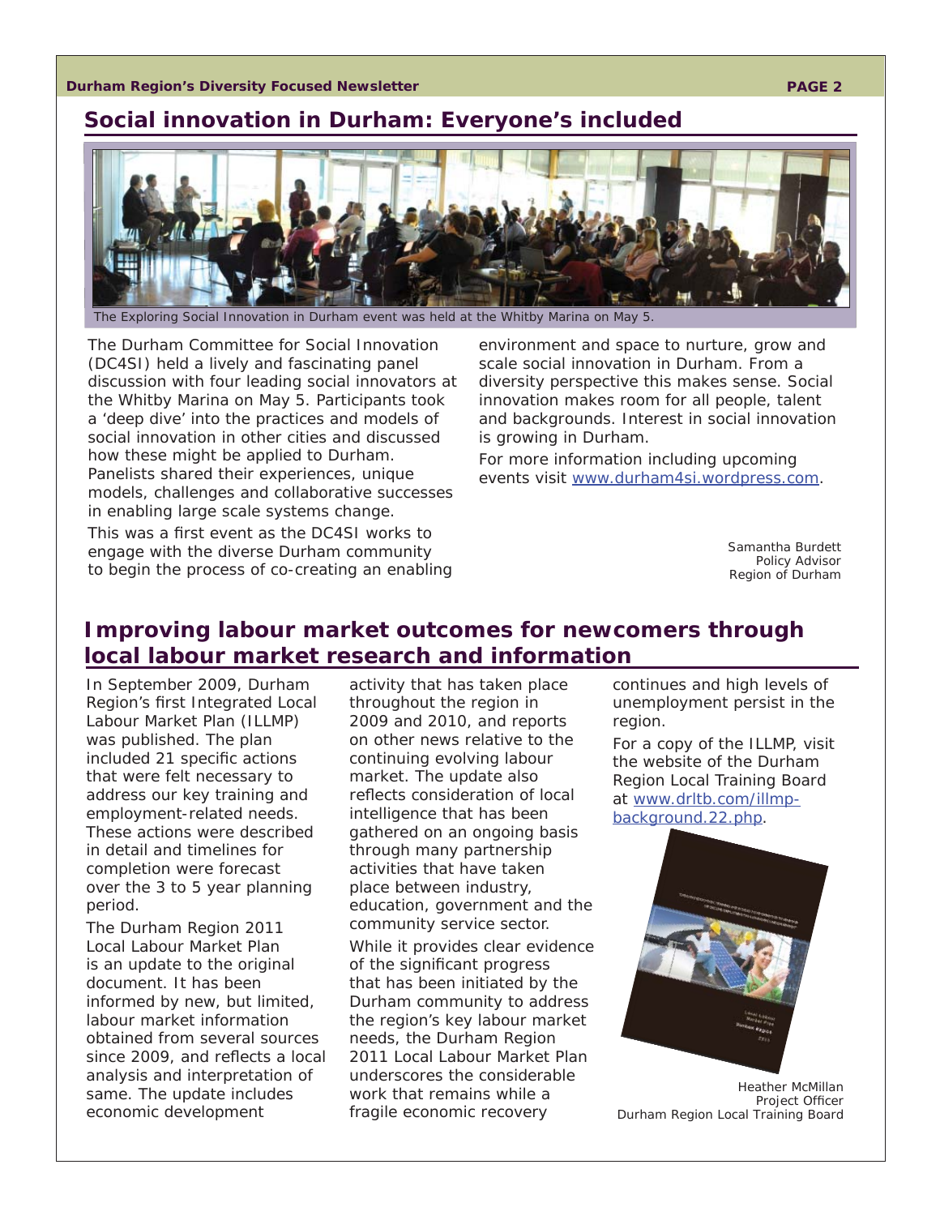## Social innovation in Durham: Everyone's included

The Exploring Social Innovation in Durham event was held at the Whitby Marina on May 5.

The Durham Committee for Social Innovation (DC4SI) held a lively and fascinating panel discussion with four leading social innovators at the Whitby Marina on May 5. Participants took a 'deep dive' into the practices and models of social innovation in other cities and discussed how these might be applied to Durham. Panelists shared their experiences, unique models, challenges and collaborative successes in enabling large scale systems change.

This was a first event as the DC4SI works to engage with the diverse Durham community to begin the process of co-creating an enabling environment and space to nurture, grow and scale social innovation in Durham. From a diversity perspective this makes sense. Social innovation makes room for all people, talent and backgrounds. Interest in social innovation is growing in Durham.

For more information including upcoming events visit www.durham4si.wordpress.com.

Samantha Burdett
Policy Advisor
Region of Durham

## Improving labour market outcomes for newcomers through local labour market research and information

In September 2009, Durham Region's first Integrated Local Labour Market Plan (ILLMP) was published. The plan included 21 specific actions that were felt necessary to address our key training and employment-related needs. These actions were described in detail and timelines for completion were forecast over the 3 to 5 year planning period.

The Durham Region 2011 Local Labour Market Plan is an update to the original document. It has been informed by new, but limited, labour market information obtained from several sources since 2009, and reflects a local analysis and interpretation of same. The update includes economic development activity that has taken place throughout the region in 2009 and 2010, and reports on other news relative to the continuing evolving labour market. The update also reflects consideration of local intelligence that has been gathered on an ongoing basis through many partnership activities that have taken place between industry, education, government and the community service sector.

While it provides clear evidence of the significant progress that has been initiated by the Durham community to address the region's key labour market needs, the Durham Region 2011 Local Labour Market Plan underscores the considerable work that remains while a fragile economic recovery continues and high levels of unemployment persist in the region.

For a copy of the ILLMP, visit the website of the Durham Region Local Training Board at www.drltb.com/illmp-background.22.php.

Heather McMillan
Project Officer
Durham Region Local Training Board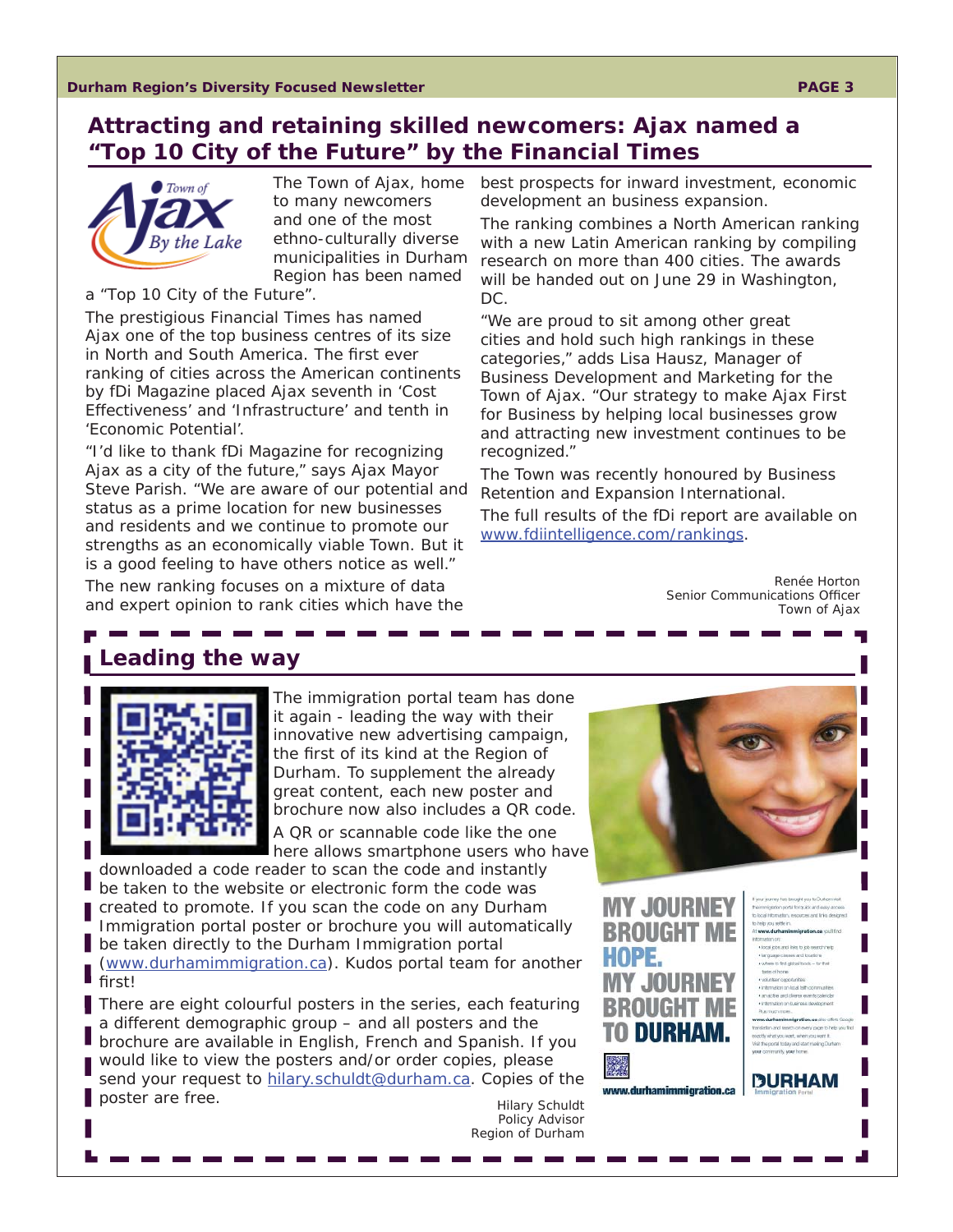## Attracting and retaining skilled newcomers: Ajax named a "Top 10 City of the Future" by the Financial Times

The Town of Ajax, home to many newcomers and one of the most ethno-culturally diverse municipalities in Durham Region has been named a "Top 10 City of the Future".

The prestigious Financial Times has named Ajax one of the top business centres of its size in North and South America. The first ever ranking of cities across the American continents by fDi Magazine placed Ajax seventh in 'Cost Effectiveness' and 'Infrastructure' and tenth in 'Economic Potential'.

"I'd like to thank fDi Magazine for recognizing Ajax as a city of the future," says Ajax Mayor Steve Parish. "We are aware of our potential and status as a prime location for new businesses and residents and we continue to promote our strengths as an economically viable Town. But it is a good feeling to have others notice as well."

The new ranking focuses on a mixture of data and expert opinion to rank cities which have the best prospects for inward investment, economic development an business expansion.

The ranking combines a North American ranking with a new Latin American ranking by compiling research on more than 400 cities. The awards will be handed out on June 29 in Washington, DC.

"We are proud to sit among other great cities and hold such high rankings in these categories," adds Lisa Hausz, Manager of Business Development and Marketing for the Town of Ajax. "Our strategy to make Ajax First for Business by helping local businesses grow and attracting new investment continues to be recognized."

The Town was recently honoured by Business Retention and Expansion International.

The full results of the fDi report are available on www.fdiintelligence.com/rankings.

Renée Horton
Senior Communications Officer
Town of Ajax

## Leading the way

The immigration portal team has done it again - leading the way with their innovative new advertising campaign, the first of its kind at the Region of Durham. To supplement the already great content, each new poster and brochure now also includes a QR code.

A QR or scannable code like the one here allows smartphone users who have downloaded a code reader to scan the code and instantly be taken to the website or electronic form the code was created to promote. If you scan the code on any Durham Immigration portal poster or brochure you will automatically be taken directly to the Durham Immigration portal (www.durhamimmigration.ca). Kudos portal team for another first!

There are eight colourful posters in the series, each featuring a different demographic group – and all posters and the brochure are available in English, French and Spanish. If you would like to view the posters and/or order copies, please send your request to hilary.schuldt@durham.ca. Copies of the poster are free.

Hilary Schuldt
Policy Advisor
Region of Durham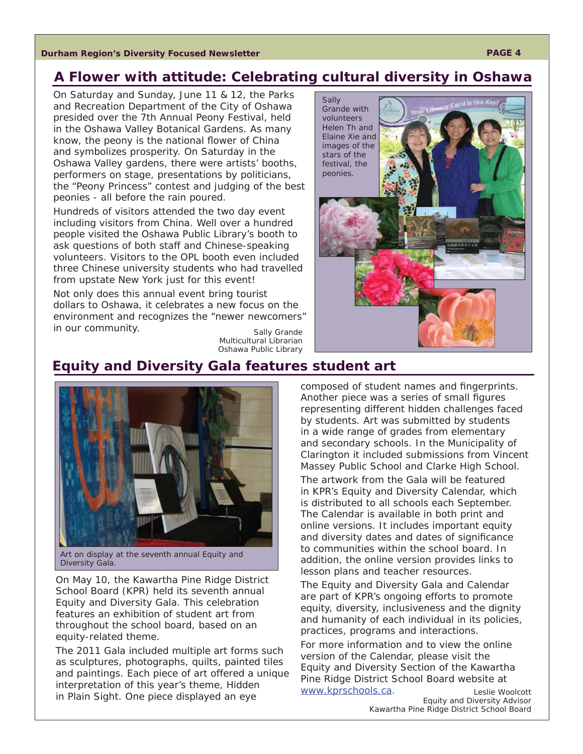## A Flower with attitude: Celebrating cultural diversity in Oshawa

On Saturday and Sunday, June 11 & 12, the Parks and Recreation Department of the City of Oshawa presided over the 7th Annual Peony Festival, held in the Oshawa Valley Botanical Gardens. As many know, the peony is the national flower of China and symbolizes prosperity. On Saturday in the Oshawa Valley gardens, there were artists' booths, performers on stage, presentations by politicians, the "Peony Princess" contest and judging of the best peonies - all before the rain poured.

Hundreds of visitors attended the two day event including visitors from China. Well over a hundred people visited the Oshawa Public Library's booth to ask questions of both staff and Chinese-speaking volunteers. Visitors to the OPL booth even included three Chinese university students who had travelled from upstate New York just for this event!

Not only does this annual event bring tourist dollars to Oshawa, it celebrates a new focus on the environment and recognizes the "newer newcomers" in our community.

Sally Grande
Multicultural Librarian
Oshawa Public Library

Sally Grande with volunteers Helen Th and Elaine Xie and images of the stars of the festival, the peonies.

## Equity and Diversity Gala features student art

Art on display at the seventh annual Equity and Diversity Gala.

On May 10, the Kawartha Pine Ridge District School Board (KPR) held its seventh annual Equity and Diversity Gala. This celebration features an exhibition of student art from throughout the school board, based on an equity-related theme.

The 2011 Gala included multiple art forms such as sculptures, photographs, quilts, painted tiles and paintings. Each piece of art offered a unique interpretation of this year's theme, Hidden in Plain Sight. One piece displayed an eye composed of student names and fingerprints. Another piece was a series of small figures representing different hidden challenges faced by students. Art was submitted by students in a wide range of grades from elementary and secondary schools. In the Municipality of Clarington it included submissions from Vincent Massey Public School and Clarke High School.

The artwork from the Gala will be featured in KPR's Equity and Diversity Calendar, which is distributed to all schools each September. The Calendar is available in both print and online versions. It includes important equity and diversity dates and dates of significance to communities within the school board. In addition, the online version provides links to lesson plans and teacher resources.

The Equity and Diversity Gala and Calendar are part of KPR's ongoing efforts to promote equity, diversity, inclusiveness and the dignity and humanity of each individual in its policies, practices, programs and interactions.

For more information and to view the online version of the Calendar, please visit the Equity and Diversity Section of the Kawartha Pine Ridge District School Board website at www.kprschools.ca.

Leslie Woolcott
Equity and Diversity Advisor
Kawartha Pine Ridge District School Board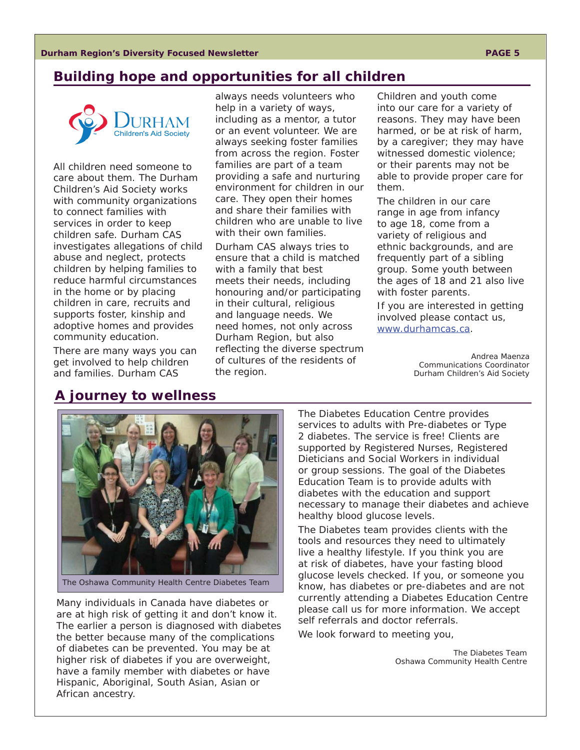## Building hope and opportunities for all children

All children need someone to care about them. The Durham Children's Aid Society works with community organizations to connect families with services in order to keep children safe. Durham CAS investigates allegations of child abuse and neglect, protects children by helping families to reduce harmful circumstances in the home or by placing children in care, recruits and supports foster, kinship and adoptive homes and provides community education.

There are many ways you can get involved to help children and families. Durham CAS always needs volunteers who help in a variety of ways, including as a mentor, a tutor or an event volunteer. We are always seeking foster families from across the region. Foster families are part of a team providing a safe and nurturing environment for children in our care. They open their homes and share their families with children who are unable to live with their own families.

Durham CAS always tries to ensure that a child is matched with a family that best meets their needs, including honouring and/or participating in their cultural, religious and language needs. We need homes, not only across Durham Region, but also reflecting the diverse spectrum of cultures of the residents of the region.

Children and youth come into our care for a variety of reasons. They may have been harmed, or be at risk of harm, by a caregiver; they may have witnessed domestic violence; or their parents may not be able to provide proper care for them.

The children in our care range in age from infancy to age 18, come from a variety of religious and ethnic backgrounds, and are frequently part of a sibling group. Some youth between the ages of 18 and 21 also live with foster parents.

If you are interested in getting involved please contact us, www.durhamcas.ca.

Andrea Maenza
Communications Coordinator
Durham Children's Aid Society

## A journey to wellness

The Oshawa Community Health Centre Diabetes Team

Many individuals in Canada have diabetes or are at high risk of getting it and don't know it. The earlier a person is diagnosed with diabetes the better because many of the complications of diabetes can be prevented. You may be at higher risk of diabetes if you are overweight, have a family member with diabetes or have Hispanic, Aboriginal, South Asian, Asian or African ancestry.

The Diabetes Education Centre provides services to adults with Pre-diabetes or Type 2 diabetes. The service is free! Clients are supported by Registered Nurses, Registered Dieticians and Social Workers in individual or group sessions. The goal of the Diabetes Education Team is to provide adults with diabetes with the education and support necessary to manage their diabetes and achieve healthy blood glucose levels.

The Diabetes team provides clients with the tools and resources they need to ultimately live a healthy lifestyle. If you think you are at risk of diabetes, have your fasting blood glucose levels checked. If you, or someone you know, has diabetes or pre-diabetes and are not currently attending a Diabetes Education Centre please call us for more information. We accept self referrals and doctor referrals.

We look forward to meeting you,

The Diabetes Team
Oshawa Community Health Centre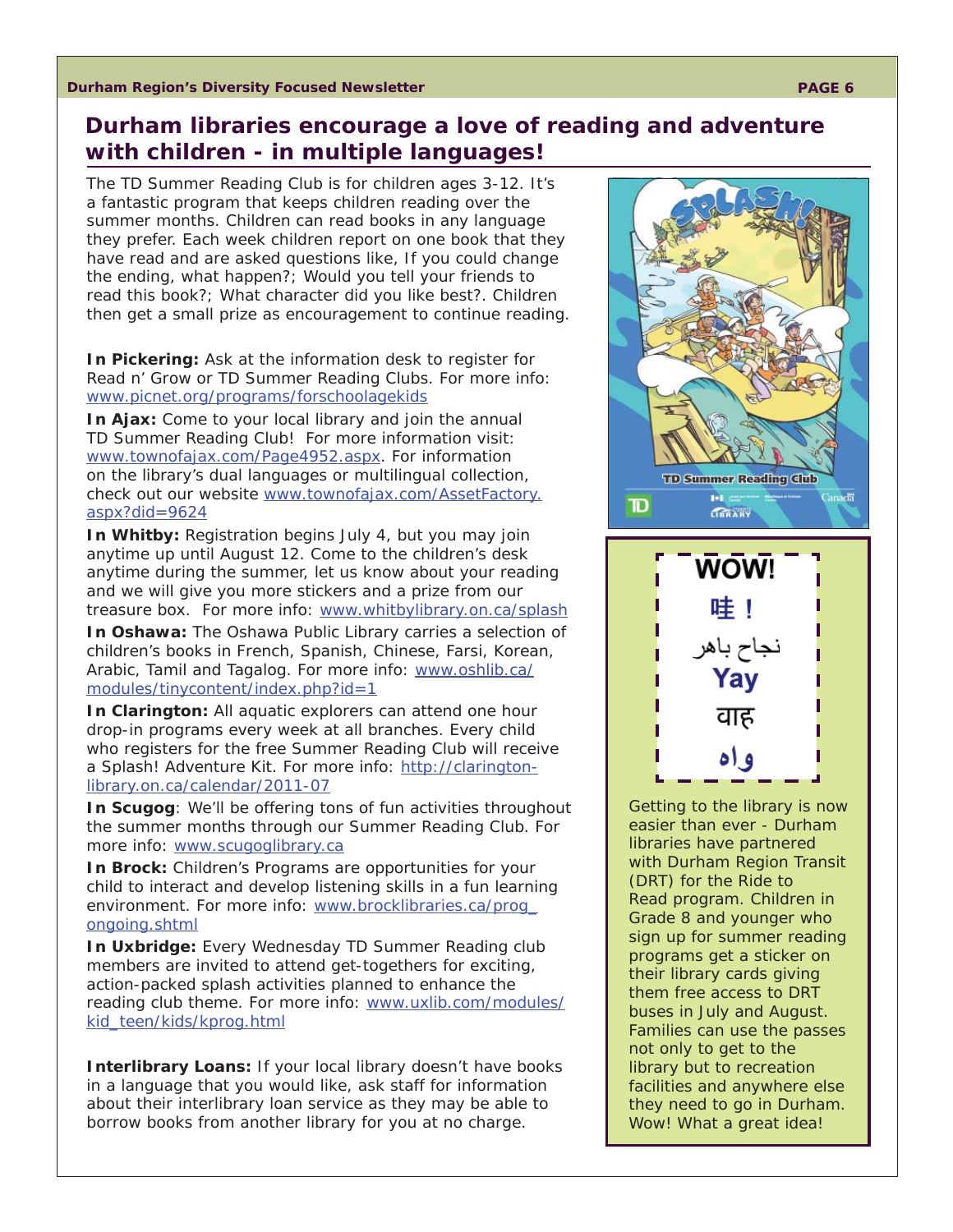# Durham libraries encourage a love of reading and adventure with children - in multiple languages!

The TD Summer Reading Club is for children ages 3-12. It's a fantastic program that keeps children reading over the summer months. Children can read books in any language they prefer. Each week children report on one book that they have read and are asked questions like, If you could change the ending, what happen?; Would you tell your friends to read this book?; What character did you like best?. Children then get a small prize as encouragement to continue reading.

**In Pickering:** Ask at the information desk to register for Read n' Grow or TD Summer Reading Clubs. For more info: www.picnet.org/programs/forschoolagekids

**In Ajax:** Come to your local library and join the annual TD Summer Reading Club! For more information visit: www.townofajax.com/Page4952.aspx. For information on the library's dual languages or multilingual collection, check out our website www.townofajax.com/AssetFactory.aspx?did=9624

**In Whitby:** Registration begins July 4, but you may join anytime up until August 12. Come to the children's desk anytime during the summer, let us know about your reading and we will give you more stickers and a prize from our treasure box. For more info: www.whitbylibrary.on.ca/splash

**In Oshawa:** The Oshawa Public Library carries a selection of children's books in French, Spanish, Chinese, Farsi, Korean, Arabic, Tamil and Tagalog. For more info: www.oshlib.ca/modules/tinycontent/index.php?id=1

**In Clarington:** All aquatic explorers can attend one hour drop-in programs every week at all branches. Every child who registers for the free Summer Reading Club will receive a Splash! Adventure Kit. For more info: http://clarington-library.on.ca/calendar/2011-07

**In Scugog**: We'll be offering tons of fun activities throughout the summer months through our Summer Reading Club. For more info: www.scugoglibrary.ca

**In Brock:** Children's Programs are opportunities for your child to interact and develop listening skills in a fun learning environment. For more info: www.brocklibraries.ca/prog_ongoing.shtml

**In Uxbridge:** Every Wednesday TD Summer Reading club members are invited to attend get-togethers for exciting, action-packed splash activities planned to enhance the reading club theme. For more info: www.uxlib.com/modules/kid_teen/kids/kprog.html

**Interlibrary Loans:** If your local library doesn't have books in a language that you would like, ask staff for information about their interlibrary loan service as they may be able to borrow books from another library for you at no charge.

**WOW!**

**哇！**

نجاح باهر

**Yay**

वाह

واه

Getting to the library is now easier than ever - Durham libraries have partnered with Durham Region Transit (DRT) for the Ride to Read program. Children in Grade 8 and younger who sign up for summer reading programs get a sticker on their library cards giving them free access to DRT buses in July and August. Families can use the passes not only to get to the library but to recreation facilities and anywhere else they need to go in Durham. Wow! What a great idea!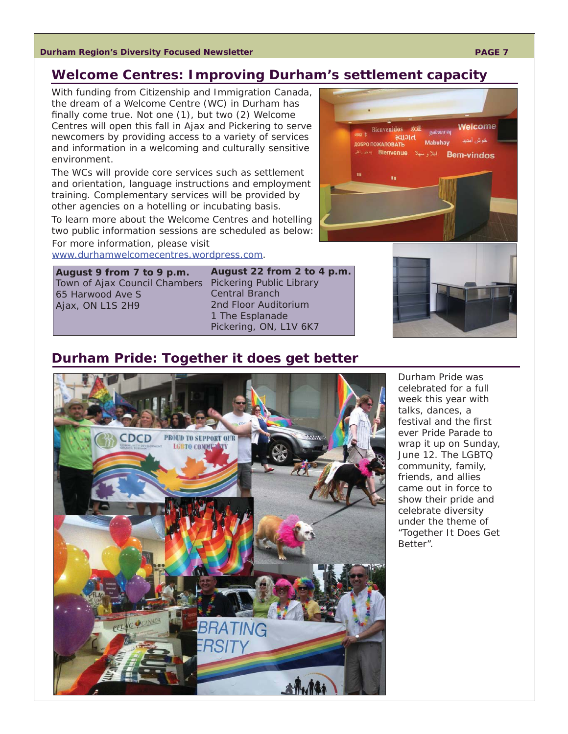## Welcome Centres: Improving Durham's settlement capacity

With funding from Citizenship and Immigration Canada, the dream of a Welcome Centre (WC) in Durham has finally come true. Not one (1), but two (2) Welcome Centres will open this fall in Ajax and Pickering to serve newcomers by providing access to a variety of services and information in a welcoming and culturally sensitive environment.

The WCs will provide core services such as settlement and orientation, language instructions and employment training. Complementary services will be provided by other agencies on a hotelling or incubating basis.

To learn more about the Welcome Centres and hotelling two public information sessions are scheduled as below:

For more information, please visit www.durhamwelcomecentres.wordpress.com.

| **August 9 from 7 to 9 p.m.** | **August 22 from 2 to 4 p.m.** |
|---|---|
| Town of Ajax Council Chambers<br>65 Harwood Ave S<br>Ajax, ON L1S 2H9 | Pickering Public Library<br>Central Branch<br>2nd Floor Auditorium<br>1 The Esplanade<br>Pickering, ON, L1V 6K7 |

## Durham Pride: Together it does get better

Durham Pride was celebrated for a full week this year with talks, dances, a festival and the first ever Pride Parade to wrap it up on Sunday, June 12. The LGBTQ community, family, friends, and allies came out in force to show their pride and celebrate diversity under the theme of "Together It Does Get Better".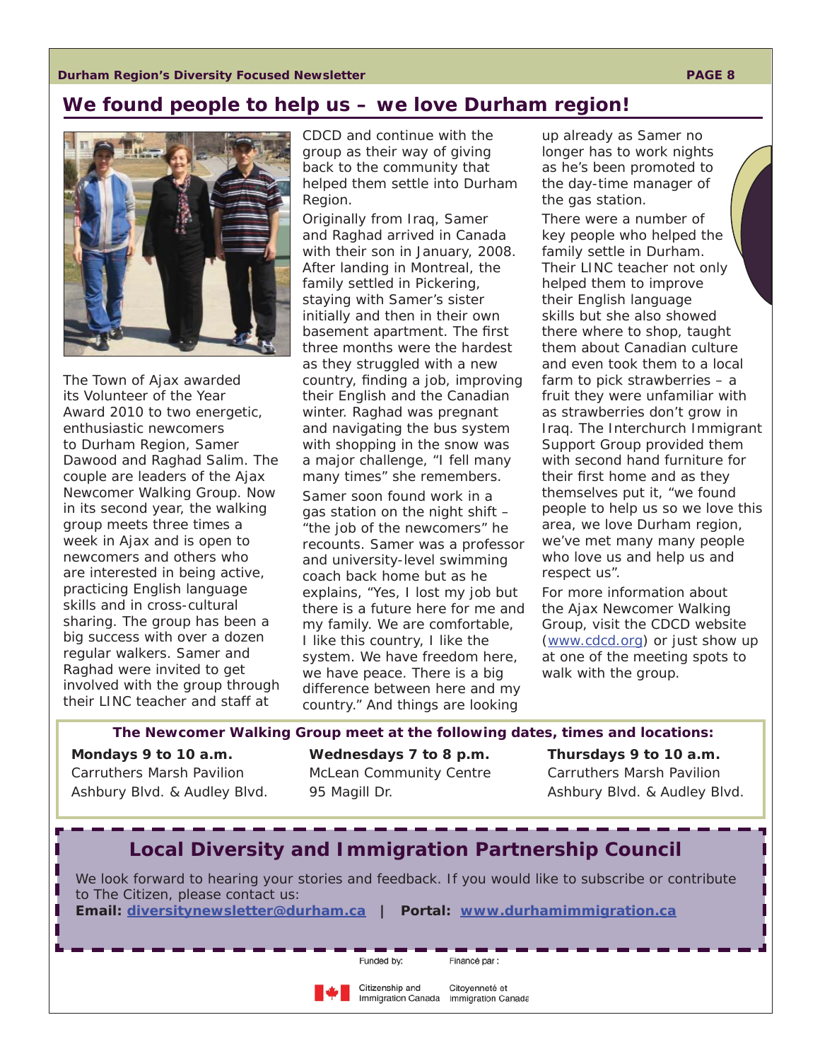## We found people to help us – we love Durham region!

The Town of Ajax awarded its Volunteer of the Year Award 2010 to two energetic, enthusiastic newcomers to Durham Region, Samer Dawood and Raghad Salim. The couple are leaders of the Ajax Newcomer Walking Group. Now in its second year, the walking group meets three times a week in Ajax and is open to newcomers and others who are interested in being active, practicing English language skills and in cross-cultural sharing. The group has been a big success with over a dozen regular walkers. Samer and Raghad were invited to get involved with the group through their LINC teacher and staff at CDCD and continue with the group as their way of giving back to the community that helped them settle into Durham Region.

Originally from Iraq, Samer and Raghad arrived in Canada with their son in January, 2008. After landing in Montreal, the family settled in Pickering, staying with Samer's sister initially and then in their own basement apartment. The first three months were the hardest as they struggled with a new country, finding a job, improving their English and the Canadian winter. Raghad was pregnant and navigating the bus system with shopping in the snow was a major challenge, "I fell many many times" she remembers.

Samer soon found work in a gas station on the night shift – "the job of the newcomers" he recounts. Samer was a professor and university-level swimming coach back home but as he explains, "Yes, I lost my job but there is a future here for me and my family. We are comfortable, I like this country, I like the system. We have freedom here, we have peace. There is a big difference between here and my country." And things are looking up already as Samer no longer has to work nights as he's been promoted to the day-time manager of the gas station.

There were a number of key people who helped the family settle in Durham. Their LINC teacher not only helped them to improve their English language skills but she also showed there where to shop, taught them about Canadian culture and even took them to a local farm to pick strawberries – a fruit they were unfamiliar with as strawberries don't grow in Iraq. The Interchurch Immigrant Support Group provided them with second hand furniture for their first home and as they themselves put it, "we found people to help us so we love this area, we love Durham region, we've met many many people who love us and help us and respect us".

For more information about the Ajax Newcomer Walking Group, visit the CDCD website (www.cdcd.org) or just show up at one of the meeting spots to walk with the group.

**The Newcomer Walking Group meet at the following dates, times and locations:**

**Mondays 9 to 10 a.m.**
Carruthers Marsh Pavilion
Ashbury Blvd. & Audley Blvd.

**Wednesdays 7 to 8 p.m.**
McLean Community Centre
95 Magill Dr.

**Thursdays 9 to 10 a.m.**
Carruthers Marsh Pavilion
Ashbury Blvd. & Audley Blvd.

## Local Diversity and Immigration Partnership Council

We look forward to hearing your stories and feedback. If you would like to subscribe or contribute to The Citizen, please contact us:

**Email: diversitynewsletter@durham.ca** | **Portal: www.durhamimmigration.ca**

Funded by: Financé par :

Citizenship and Immigration Canada Citoyenneté et Immigration Canada